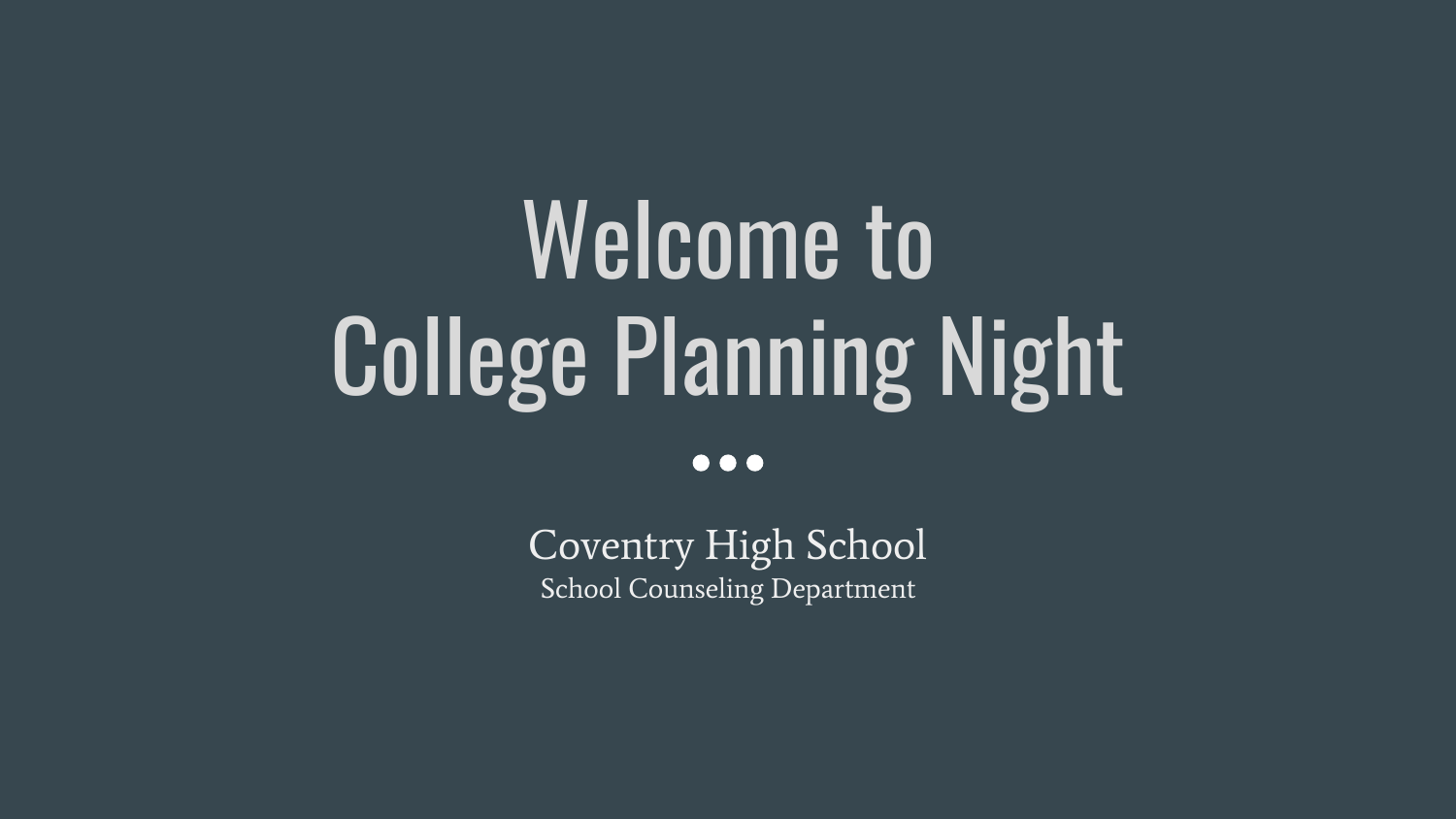# Welcome to College Planning Night

Coventry High School

School Counseling Department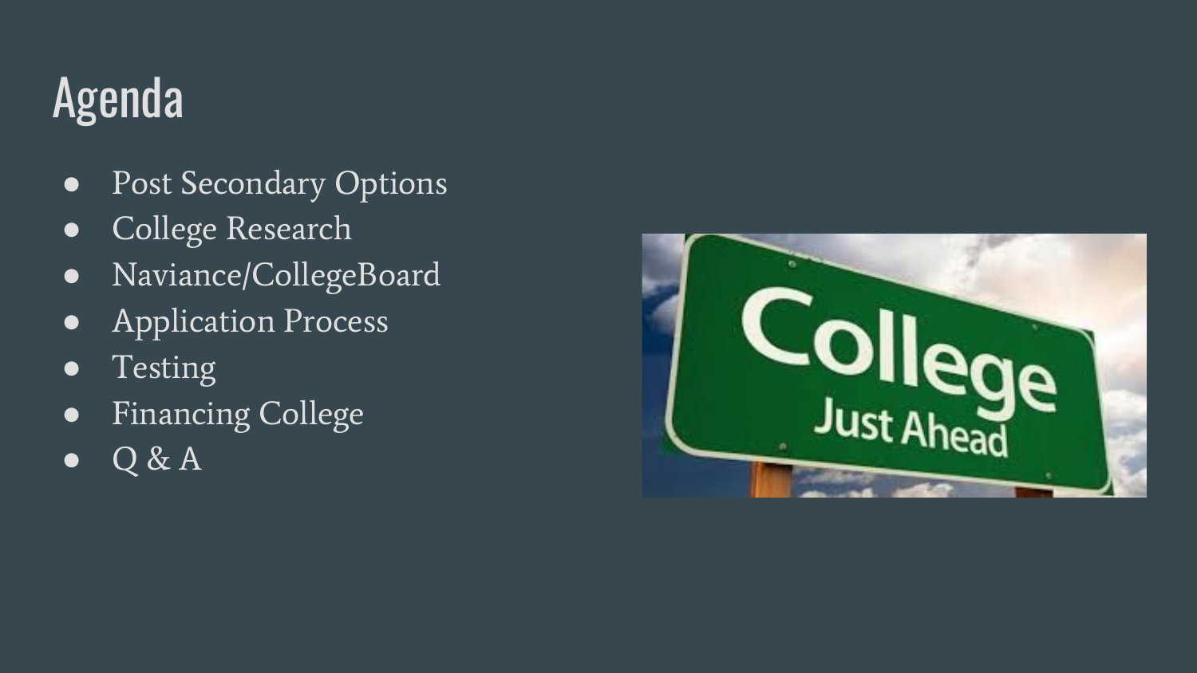# Agenda

- Post Secondary Options
- College Research
- Naviance/CollegeBoard
- Application Process
- Testing
- Financing College
- Q & A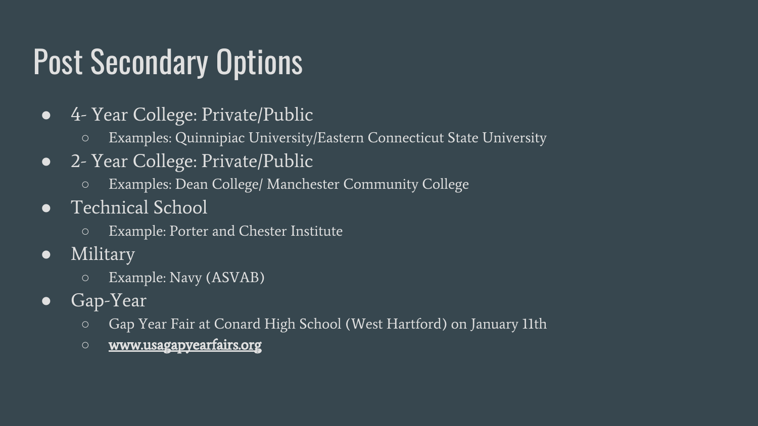# Post Secondary Options

- 4- Year College: Private/Public
  - Examples: Quinnipiac University/Eastern Connecticut State University
- 2- Year College: Private/Public
  - Examples: Dean College/ Manchester Community College
- Technical School
  - Example: Porter and Chester Institute
- Military
  - Example: Navy (ASVAB)
- Gap-Year
  - Gap Year Fair at Conard High School (West Hartford) on January 11th
  - [www.usagapyearfairs.org](http://www.usagapyearfairs.org)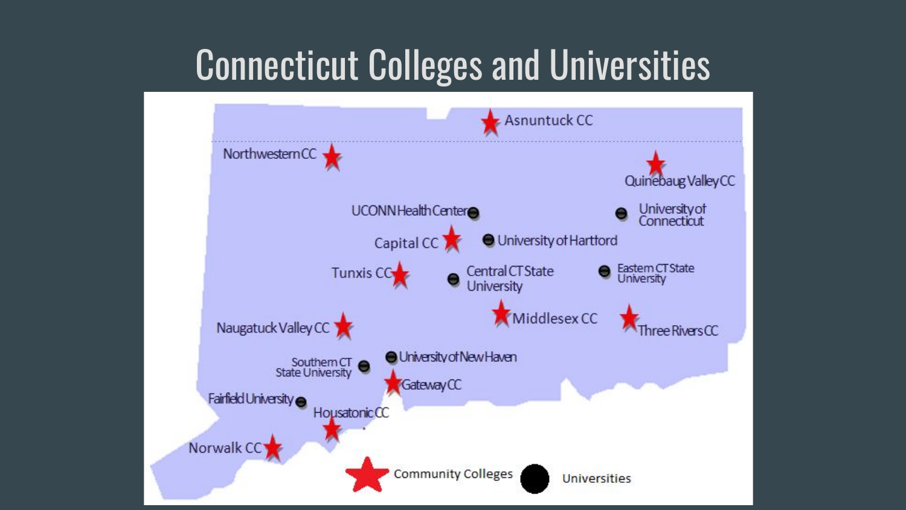# Connecticut Colleges and Universities

Asnuntuck CC

Northwestern CC

Quinebaug Valley CC

UCONN Health Center

University of Connecticut

Capital CC

University of Hartford

Tunxis CC

Central CT State University

Eastern CT State University

Naugatuck Valley CC

Middlesex CC

Three Rivers CC

Southern CT State University

University of New Haven

Gateway CC

Fairfield University

Housatonic CC

Norwalk CC

Community Colleges

Universities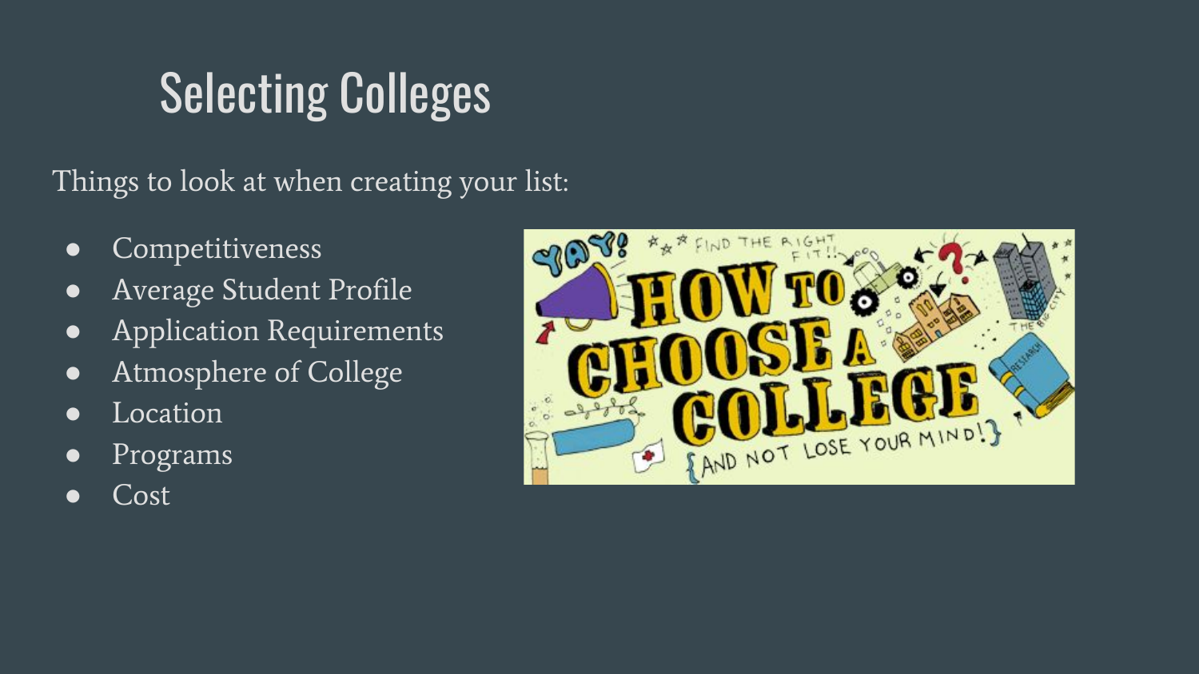# Selecting Colleges

Things to look at when creating your list:

- Competitiveness
- Average Student Profile
- Application Requirements
- Atmosphere of College
- Location
- Programs
- Cost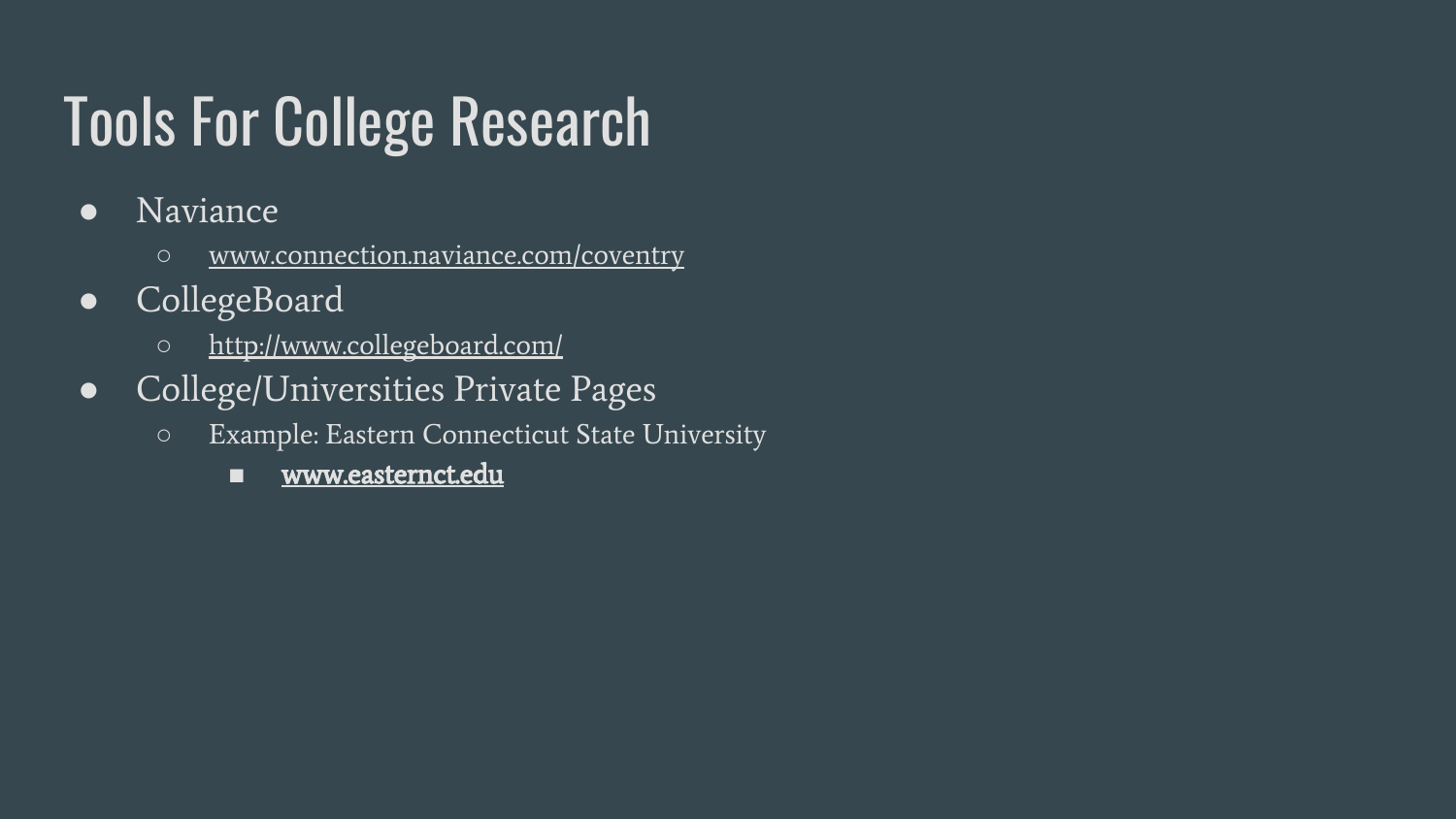# Tools For College Research

- Naviance
  - www.connection.naviance.com/coventry
- CollegeBoard
  - http://www.collegeboard.com/
- College/Universities Private Pages
  - Example: Eastern Connecticut State University
    - **www.easternct.edu**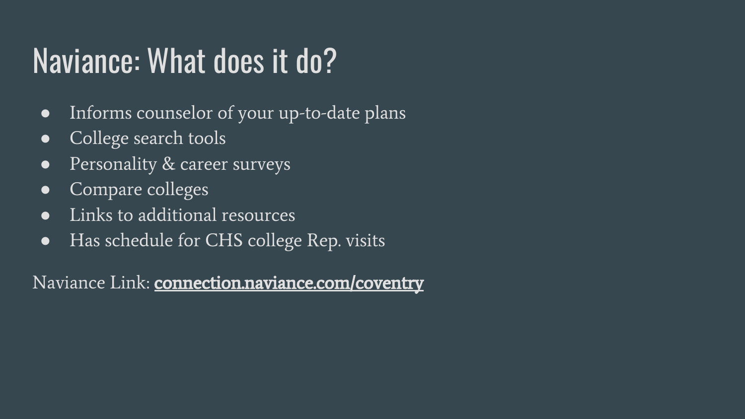# Naviance: What does it do?

- Informs counselor of your up-to-date plans
- College search tools
- Personality & career surveys
- Compare colleges
- Links to additional resources
- Has schedule for CHS college Rep. visits

Naviance Link: **connection.naviance.com/coventry**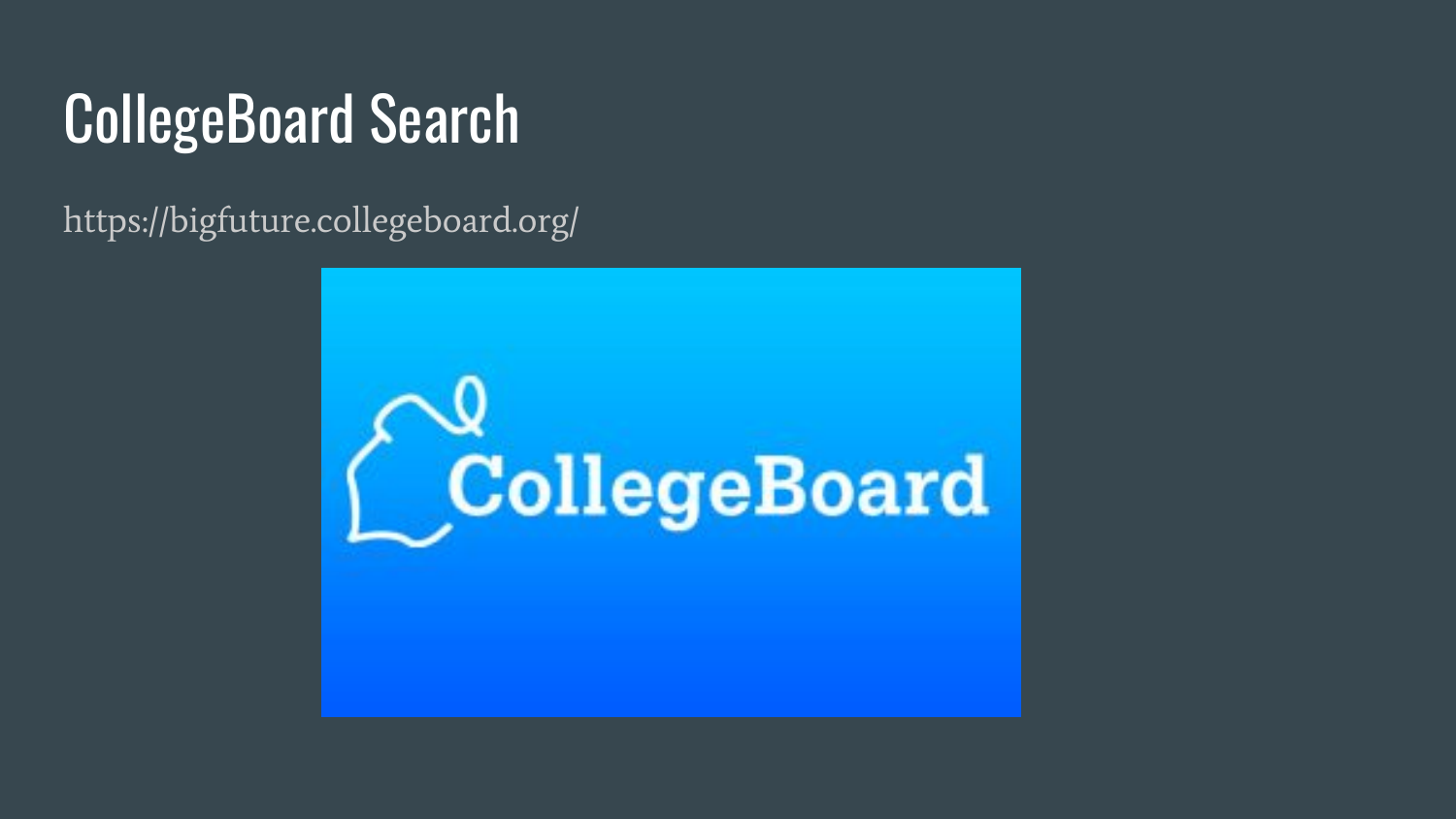# CollegeBoard Search

https://bigfuture.collegeboard.org/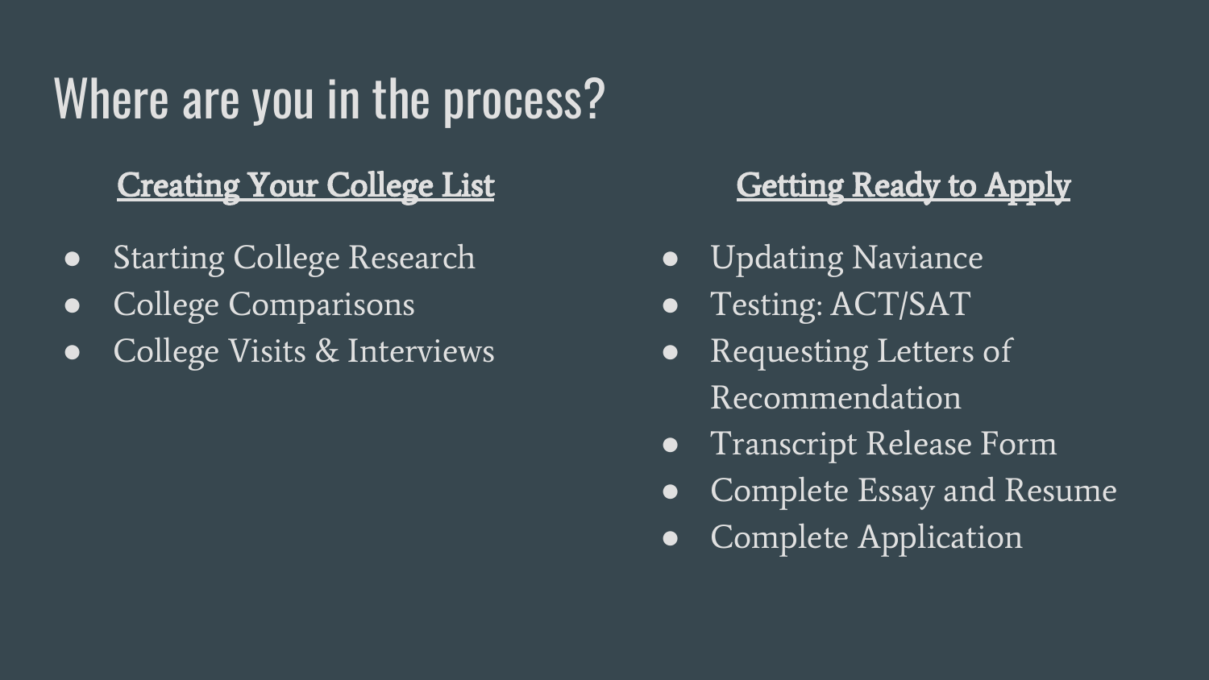# Where are you in the process?

## Creating Your College List

- Starting College Research
- College Comparisons
- College Visits & Interviews

## Getting Ready to Apply

- Updating Naviance
- Testing: ACT/SAT
- Requesting Letters of Recommendation
- Transcript Release Form
- Complete Essay and Resume
- Complete Application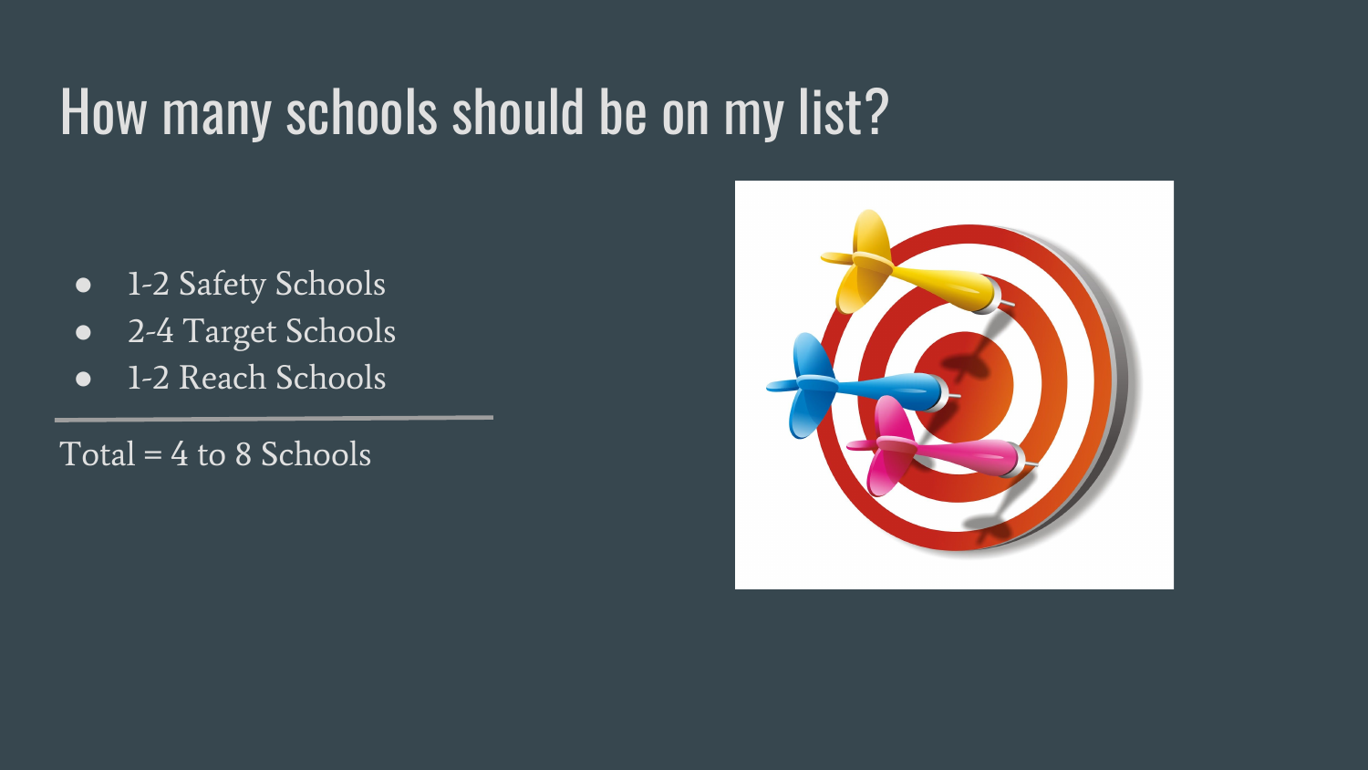# How many schools should be on my list?

- 1-2 Safety Schools
- 2-4 Target Schools
- 1-2 Reach Schools

---

Total = 4 to 8 Schools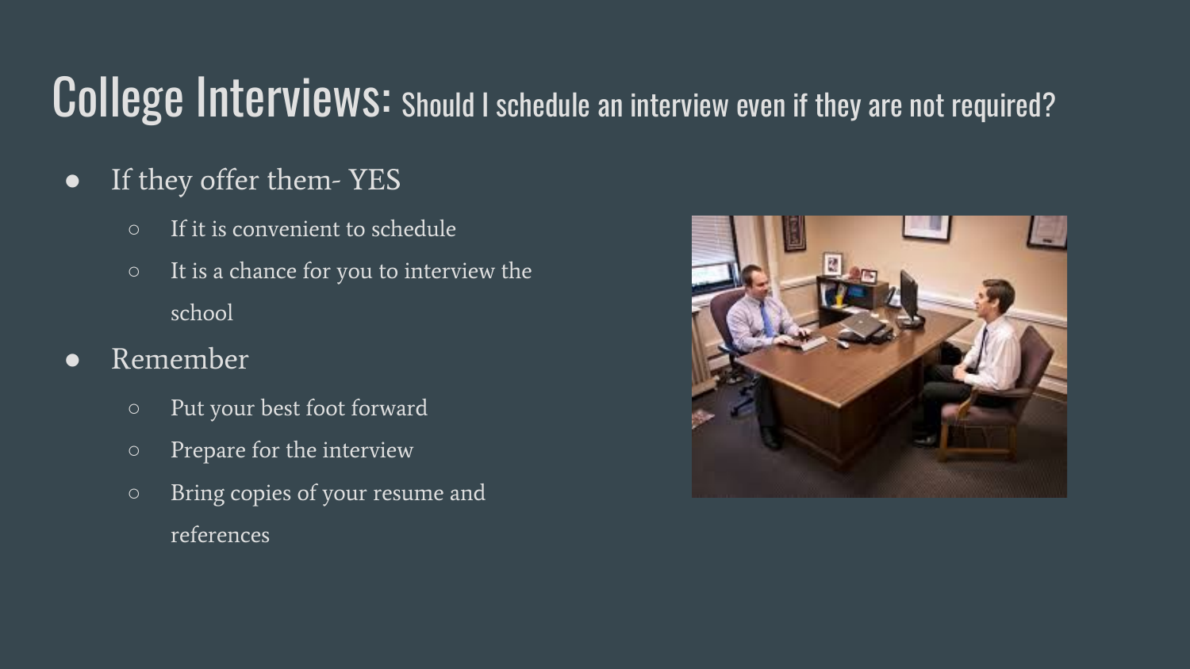# College Interviews: Should I schedule an interview even if they are not required?

- If they offer them- YES
  - If it is convenient to schedule
  - It is a chance for you to interview the school
- Remember
  - Put your best foot forward
  - Prepare for the interview
  - Bring copies of your resume and references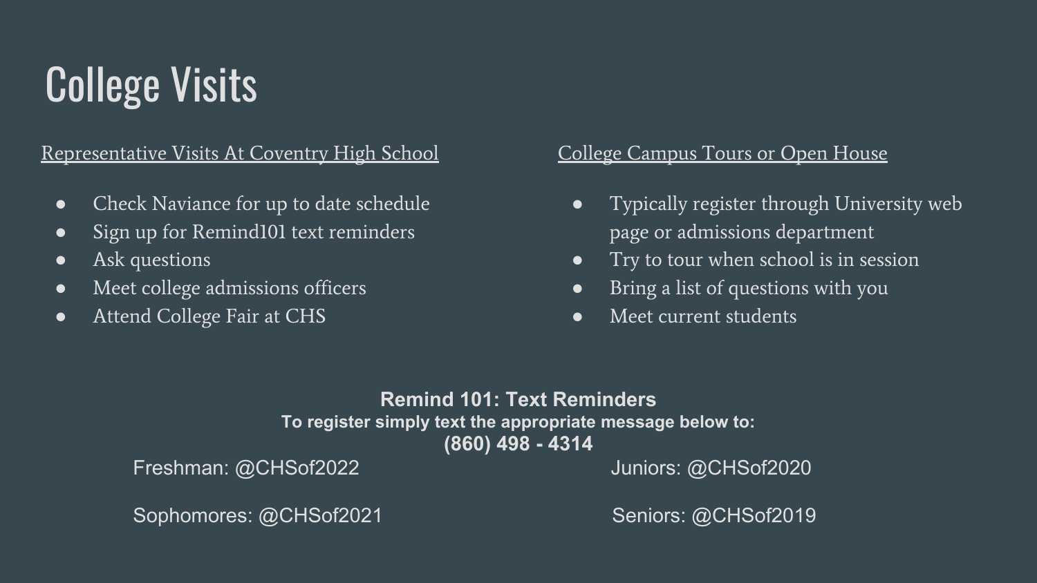# College Visits

<u>Representative Visits At Coventry High School</u>

- Check Naviance for up to date schedule
- Sign up for Remind101 text reminders
- Ask questions
- Meet college admissions officers
- Attend College Fair at CHS

<u>College Campus Tours or Open House</u>

- Typically register through University web page or admissions department
- Try to tour when school is in session
- Bring a list of questions with you
- Meet current students

**Remind 101: Text Reminders**

**To register simply text the appropriate message below to:**

**(860) 498 - 4314**

Freshman: @CHSof2022

Sophomores: @CHSof2021

Juniors: @CHSof2020

Seniors: @CHSof2019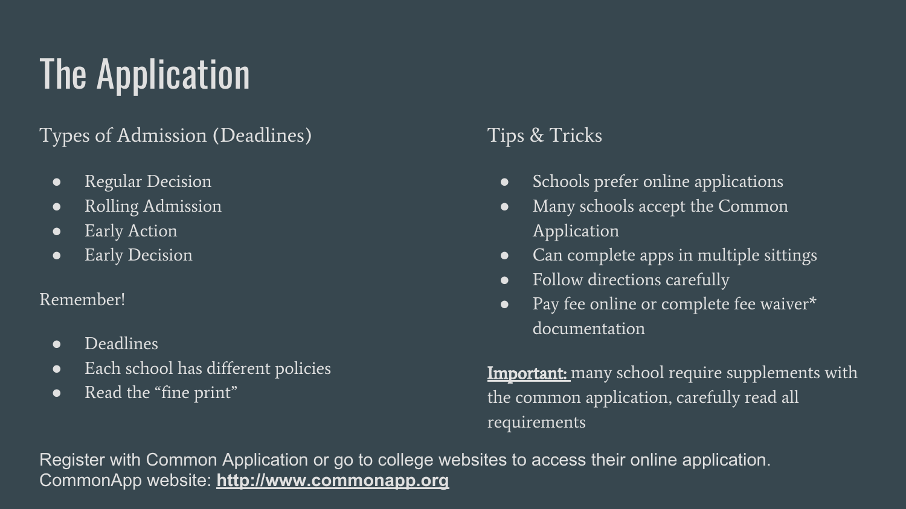# The Application

## Types of Admission (Deadlines)

- Regular Decision
- Rolling Admission
- Early Action
- Early Decision

Remember!

- Deadlines
- Each school has different policies
- Read the "fine print"

## Tips & Tricks

- Schools prefer online applications
- Many schools accept the Common Application
- Can complete apps in multiple sittings
- Follow directions carefully
- Pay fee online or complete fee waiver* documentation

**Important:** many school require supplements with the common application, carefully read all requirements

Register with Common Application or go to college websites to access their online application.
CommonApp website: **http://www.commonapp.org**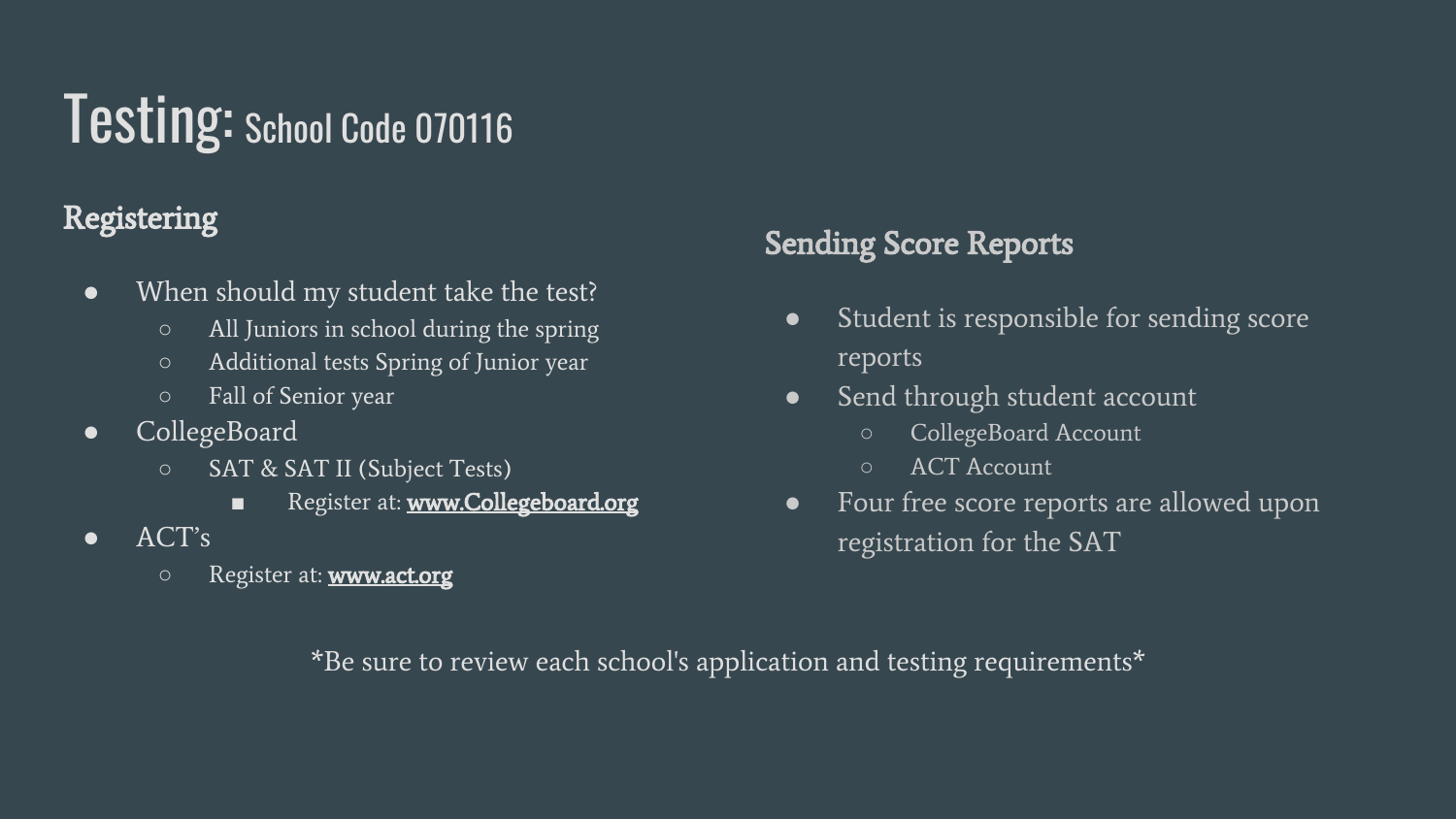# Testing: School Code 070116

## Registering

- When should my student take the test?
  - All Juniors in school during the spring
  - Additional tests Spring of Junior year
  - Fall of Senior year
- CollegeBoard
  - SAT & SAT II (Subject Tests)
    - Register at: **www.Collegeboard.org**
- ACT's
  - Register at: **www.act.org**

## Sending Score Reports

- Student is responsible for sending score reports
- Send through student account
  - CollegeBoard Account
  - ACT Account
- Four free score reports are allowed upon registration for the SAT

*Be sure to review each school's application and testing requirements*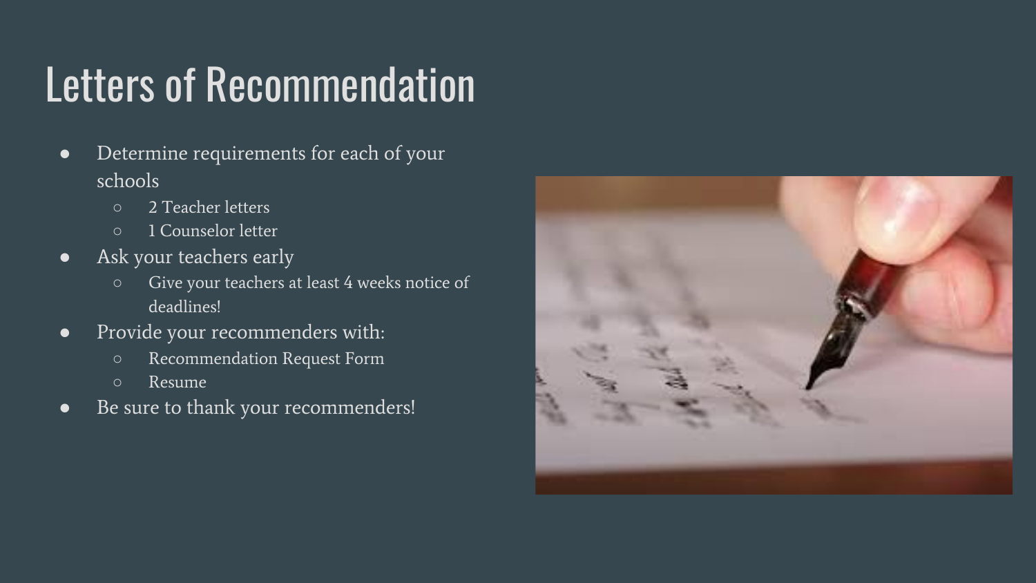# Letters of Recommendation

- Determine requirements for each of your schools
  - 2 Teacher letters
  - 1 Counselor letter
- Ask your teachers early
  - Give your teachers at least 4 weeks notice of deadlines!
- Provide your recommenders with:
  - Recommendation Request Form
  - Resume
- Be sure to thank your recommenders!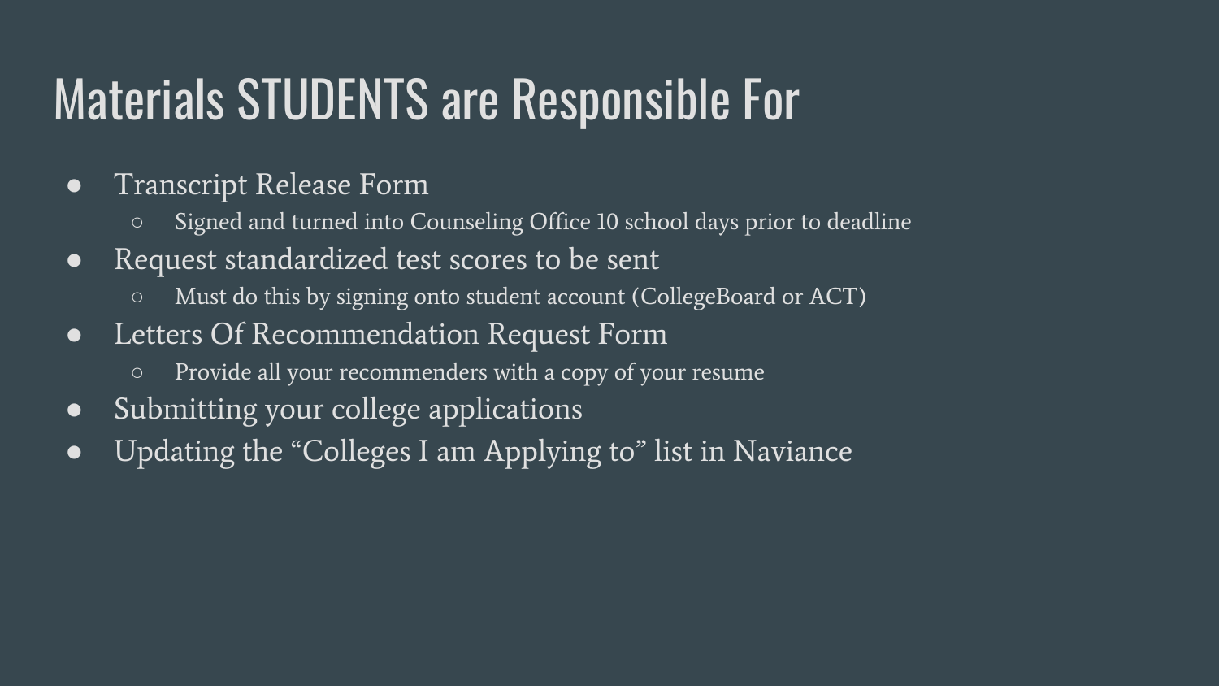# Materials STUDENTS are Responsible For

- Transcript Release Form
  - Signed and turned into Counseling Office 10 school days prior to deadline
- Request standardized test scores to be sent
  - Must do this by signing onto student account (CollegeBoard or ACT)
- Letters Of Recommendation Request Form
  - Provide all your recommenders with a copy of your resume
- Submitting your college applications
- Updating the "Colleges I am Applying to" list in Naviance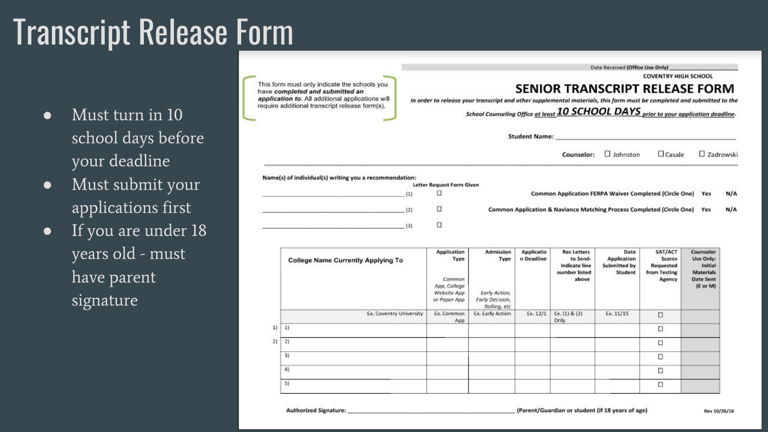# Transcript Release Form

- Must turn in 10 school days before your deadline
- Must submit your applications first
- If you are under 18 years old - must have parent signature

Date Received (Office Use Only) ____________________

COVENTRY HIGH SCHOOL

## SENIOR TRANSCRIPT RELEASE FORM

This form must only indicate the schools you have ***completed and submitted an application to***. All additional applications will require additional transcript release form(s).

*In order to release your transcript and other supplemental materials, this form must be completed and submitted to the School Counseling Office at least **10 SCHOOL DAYS** prior to your application deadline.*

**Student Name:** ________________________________________

**Counselor:** ☐ Johnston ☐ Casale ☐ Zadrowski

**Name(s) of individual(s) writing you a recommendation:**

| | Letter Request Form Given |
|---|---|
| ______________________ (1) | ☐ |
| ______________________ (2) | ☐ |
| ______________________ (3) | ☐ |

**Common Application FERPA Waiver Completed (Circle One)** Yes N/A

**Common Application & Naviance Matching Process Completed (Circle One)** Yes N/A

| College Name Currently Applying To | Application Type *(Common App, College Website App or Paper App)* | Admission Type *(Early Action, Early Decision, Rolling, etc)* | Application Deadline | Rec Letters to Send- Indicate line number listed above | Date Application Submitted by Student | SAT/ACT Scores Requested from Testing Agency | Counselor Use Only: Initial Materials Date Sent (E or M) |
|---|---|---|---|---|---|---|---|
| Ex. Coventry University | Ex. Common App | Ex. Early Action | Ex. 12/1 | Ex. (1) & (2) Only | Ex. 11/15 | ☐ | |
| 1) | | | | | | ☐ | |
| 2) | | | | | | ☐ | |
| 3) | | | | | | ☐ | |
| 4) | | | | | | ☐ | |
| 5) | | | | | | ☐ | |

**Authorized Signature:** ________________________________ **(Parent/Guardian or student (if 18 years of age)**

Rev 10/26/16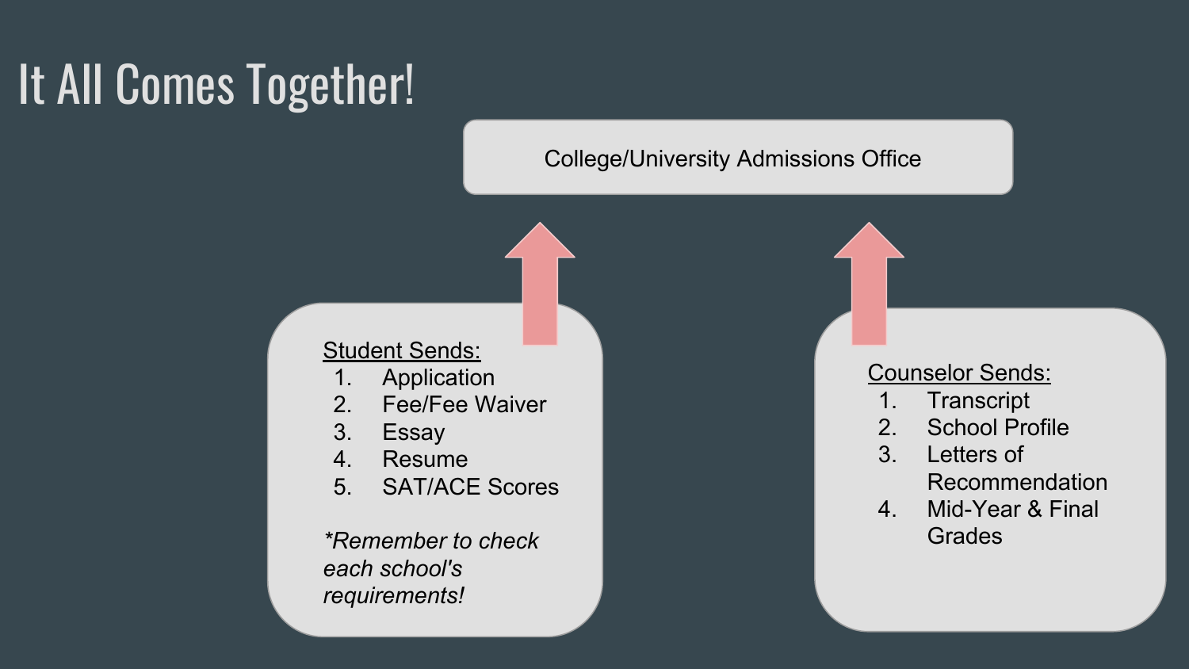# It All Comes Together!

College/University Admissions Office

<u>Student Sends:</u>

1. Application
2. Fee/Fee Waiver
3. Essay
4. Resume
5. SAT/ACE Scores

*\*Remember to check each school's requirements!*

<u>Counselor Sends:</u>

1. Transcript
2. School Profile
3. Letters of Recommendation
4. Mid-Year & Final Grades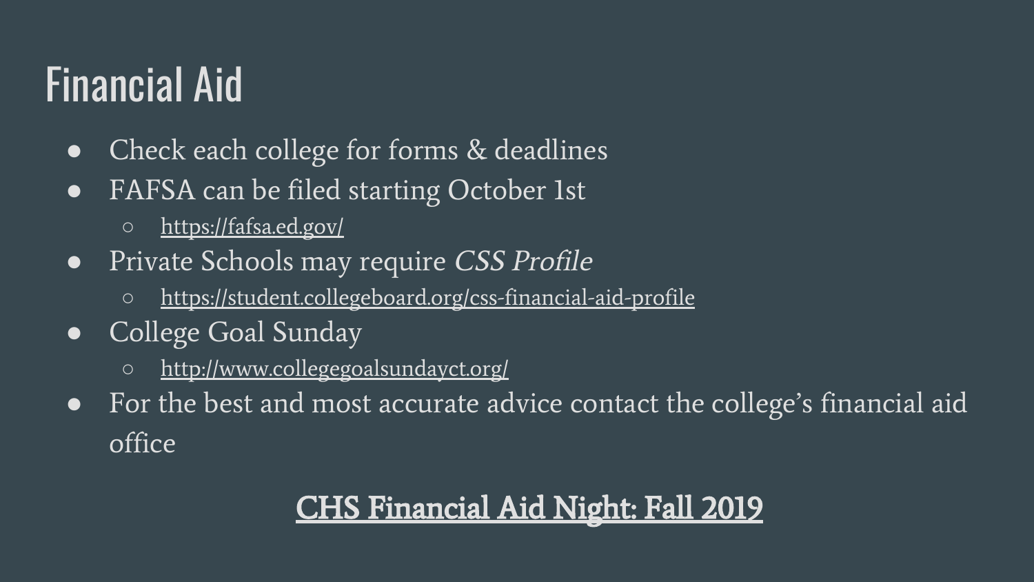# Financial Aid

- Check each college for forms & deadlines
- FAFSA can be filed starting October 1st
  - https://fafsa.ed.gov/
- Private Schools may require *CSS Profile*
  - https://student.collegeboard.org/css-financial-aid-profile
- College Goal Sunday
  - http://www.collegegoalsundayct.org/
- For the best and most accurate advice contact the college's financial aid office

CHS Financial Aid Night: Fall 2019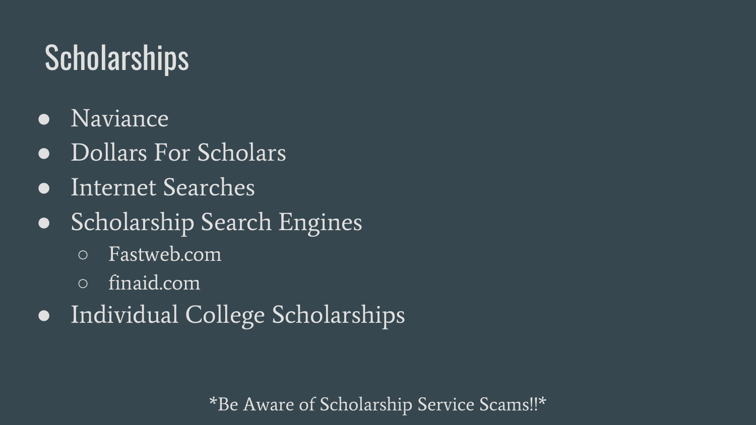# Scholarships

- Naviance
- Dollars For Scholars
- Internet Searches
- Scholarship Search Engines
  - Fastweb.com
  - finaid.com
- Individual College Scholarships

*Be Aware of Scholarship Service Scams!!*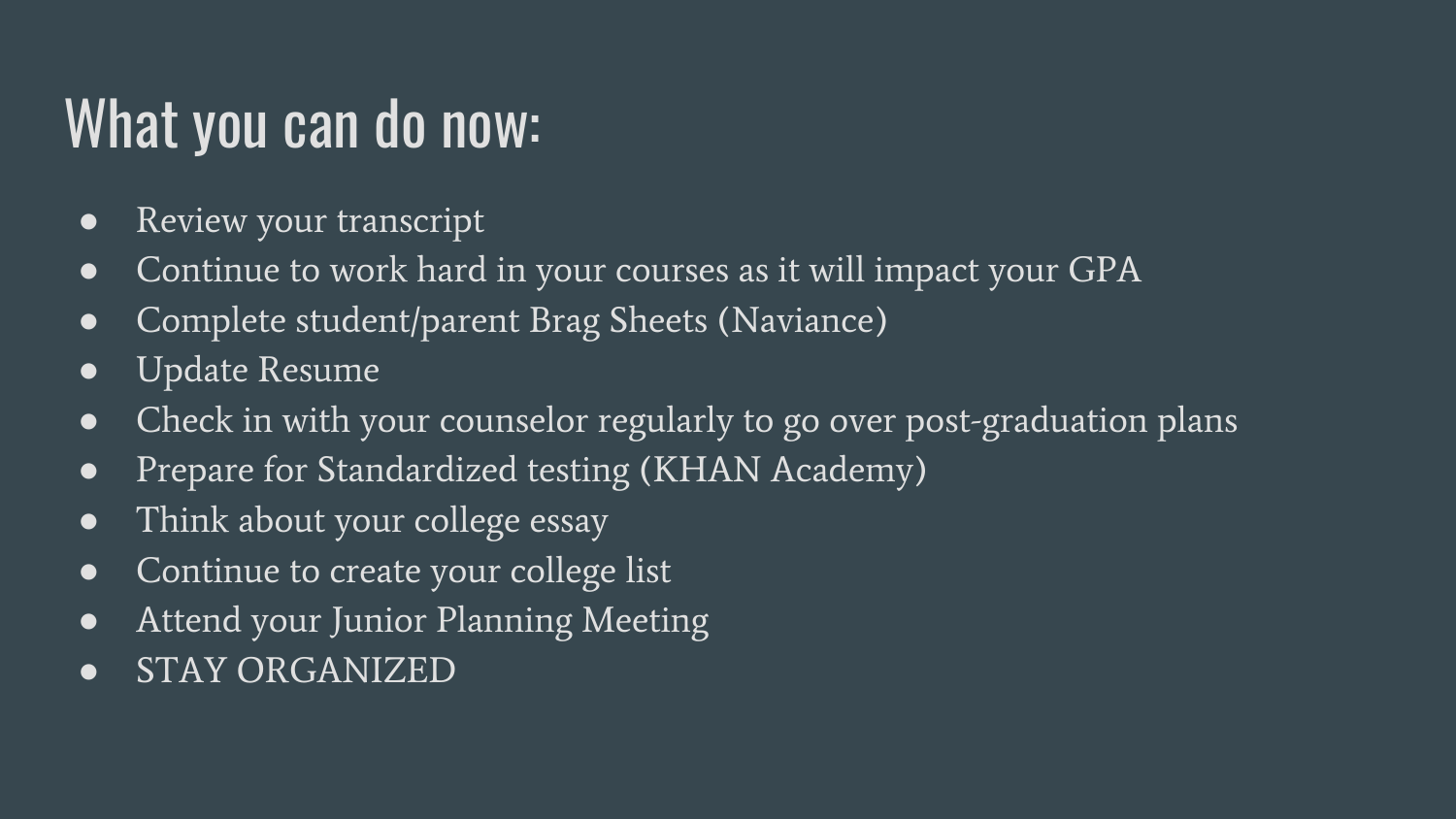# What you can do now:

- Review your transcript
- Continue to work hard in your courses as it will impact your GPA
- Complete student/parent Brag Sheets (Naviance)
- Update Resume
- Check in with your counselor regularly to go over post-graduation plans
- Prepare for Standardized testing (KHAN Academy)
- Think about your college essay
- Continue to create your college list
- Attend your Junior Planning Meeting
- STAY ORGANIZED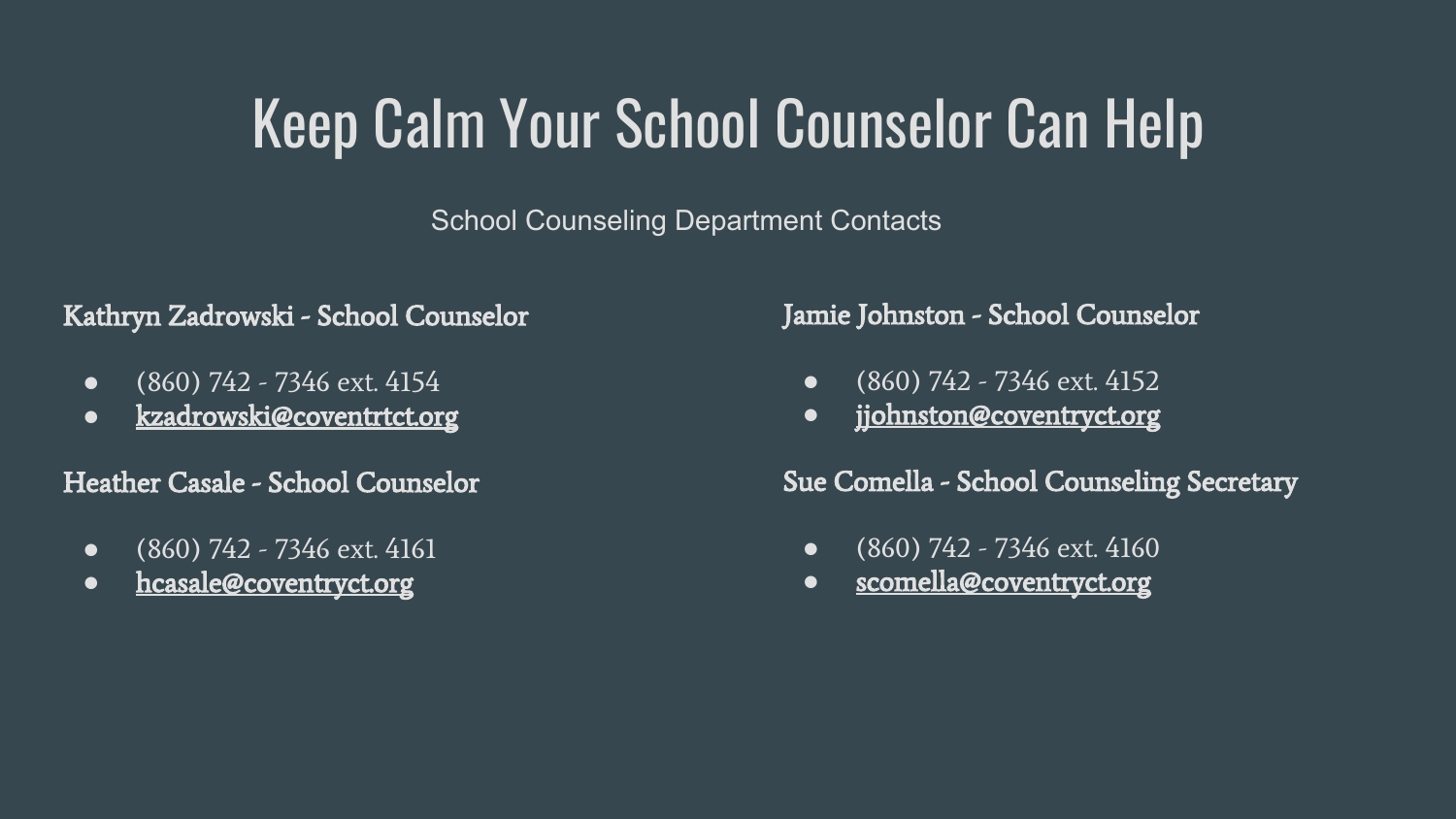# Keep Calm Your School Counselor Can Help

School Counseling Department Contacts

**Kathryn Zadrowski - School Counselor**

- (860) 742 - 7346 ext. 4154
- kzadrowski@coventrtct.org

**Heather Casale - School Counselor**

- (860) 742 - 7346 ext. 4161
- hcasale@coventryct.org

**Jamie Johnston - School Counselor**

- (860) 742 - 7346 ext. 4152
- jjohnston@coventryct.org

**Sue Comella - School Counseling Secretary**

- (860) 742 - 7346 ext. 4160
- scomella@coventryct.org